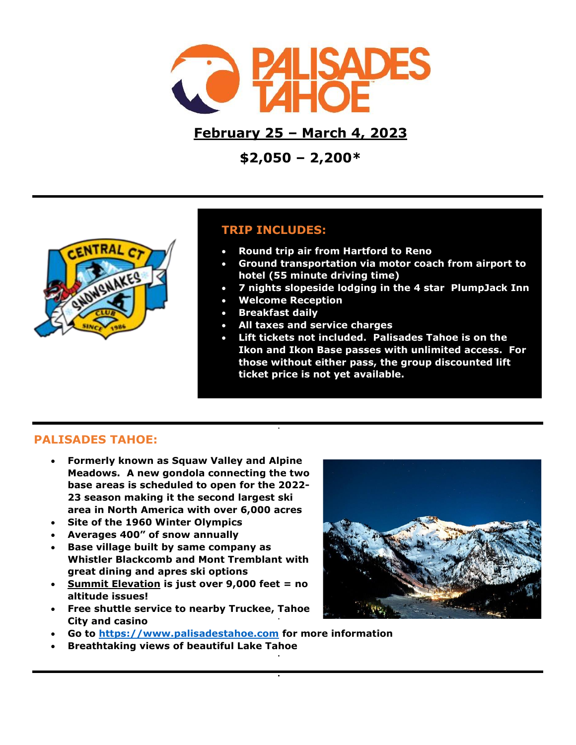# PALISADES TAHOE

## February 25 – March 4, 2023

## $2,050 – 2,200*

### TRIP INCLUDES:

- **Round trip air from Hartford to Reno**
- **Ground transportation via motor coach from airport to hotel (55 minute driving time)**
- **7 nights slopeside lodging in the 4 star PlumpJack Inn**
- **Welcome Reception**
- **Breakfast daily**
- **All taxes and service charges**
- **Lift tickets not included. Palisades Tahoe is on the Ikon and Ikon Base passes with unlimited access. For those without either pass, the group discounted lift ticket price is not yet available.**

### PALISADES TAHOE:

- **Formerly known as Squaw Valley and Alpine Meadows. A new gondola connecting the two base areas is scheduled to open for the 2022-23 season making it the second largest ski area in North America with over 6,000 acres**
- **Site of the 1960 Winter Olympics**
- **Averages 400" of snow annually**
- **Base village built by same company as Whistler Blackcomb and Mont Tremblant with great dining and apres ski options**
- **Summit Elevation is just over 9,000 feet = no altitude issues!**
- **Free shuttle service to nearby Truckee, Tahoe City and casino**
- **Go to [https://www.palisadestahoe.com](https://www.palisadestahoe.com) for more information**
- **Breathtaking views of beautiful Lake Tahoe**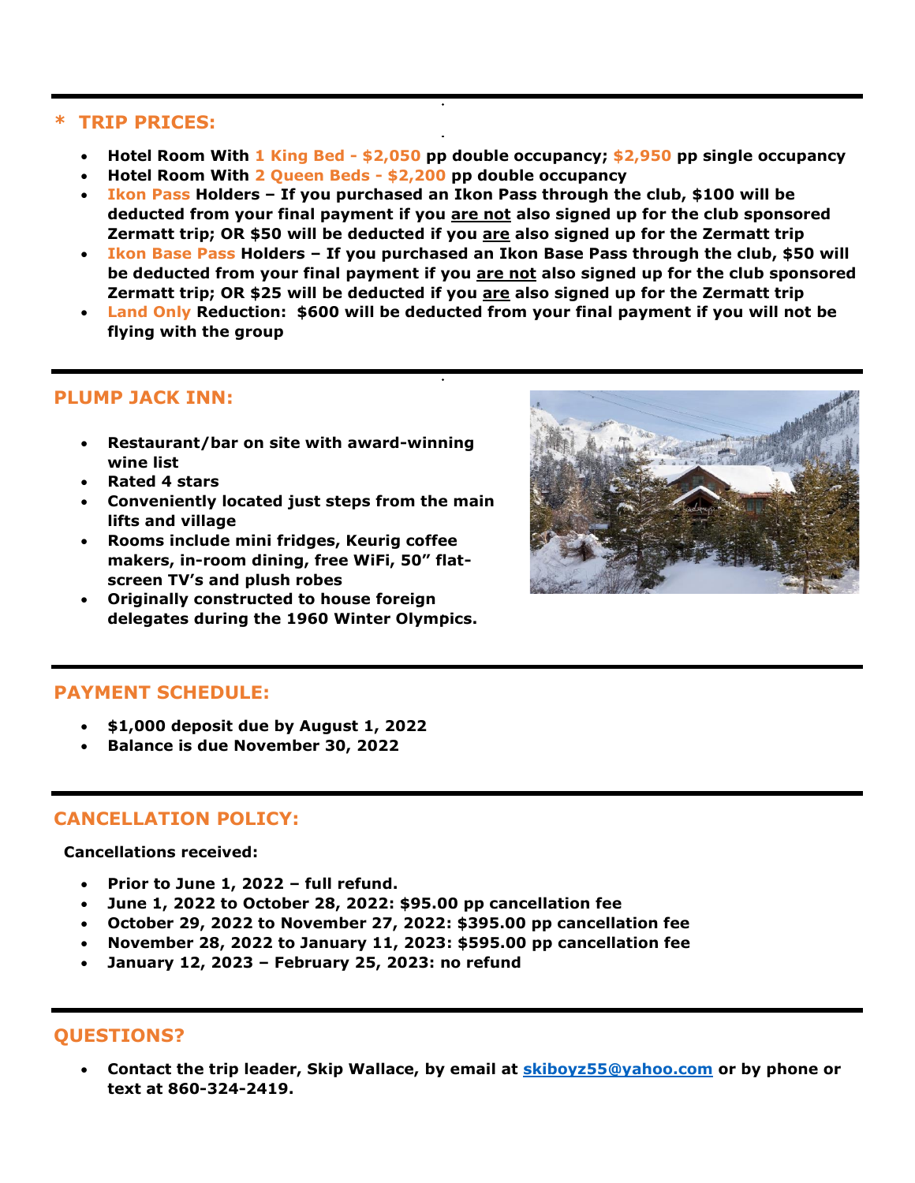## * TRIP PRICES:

- **Hotel Room With 1 King Bed - $2,050 pp double occupancy; $2,950 pp single occupancy**
- **Hotel Room With 2 Queen Beds - $2,200 pp double occupancy**
- **Ikon Pass Holders – If you purchased an Ikon Pass through the club, $100 will be deducted from your final payment if you are not also signed up for the club sponsored Zermatt trip; OR $50 will be deducted if you are also signed up for the Zermatt trip**
- **Ikon Base Pass Holders – If you purchased an Ikon Base Pass through the club, $50 will be deducted from your final payment if you are not also signed up for the club sponsored Zermatt trip; OR $25 will be deducted if you are also signed up for the Zermatt trip**
- **Land Only Reduction: $600 will be deducted from your final payment if you will not be flying with the group**

## PLUMP JACK INN:

- **Restaurant/bar on site with award-winning wine list**
- **Rated 4 stars**
- **Conveniently located just steps from the main lifts and village**
- **Rooms include mini fridges, Keurig coffee makers, in-room dining, free WiFi, 50" flat-screen TV's and plush robes**
- **Originally constructed to house foreign delegates during the 1960 Winter Olympics.**

## PAYMENT SCHEDULE:

- **$1,000 deposit due by August 1, 2022**
- **Balance is due November 30, 2022**

## CANCELLATION POLICY:

**Cancellations received:**

- **Prior to June 1, 2022 – full refund.**
- **June 1, 2022 to October 28, 2022: $95.00 pp cancellation fee**
- **October 29, 2022 to November 27, 2022: $395.00 pp cancellation fee**
- **November 28, 2022 to January 11, 2023: $595.00 pp cancellation fee**
- **January 12, 2023 – February 25, 2023: no refund**

## QUESTIONS?

- **Contact the trip leader, Skip Wallace, by email at skiboyz55@yahoo.com or by phone or text at 860-324-2419.**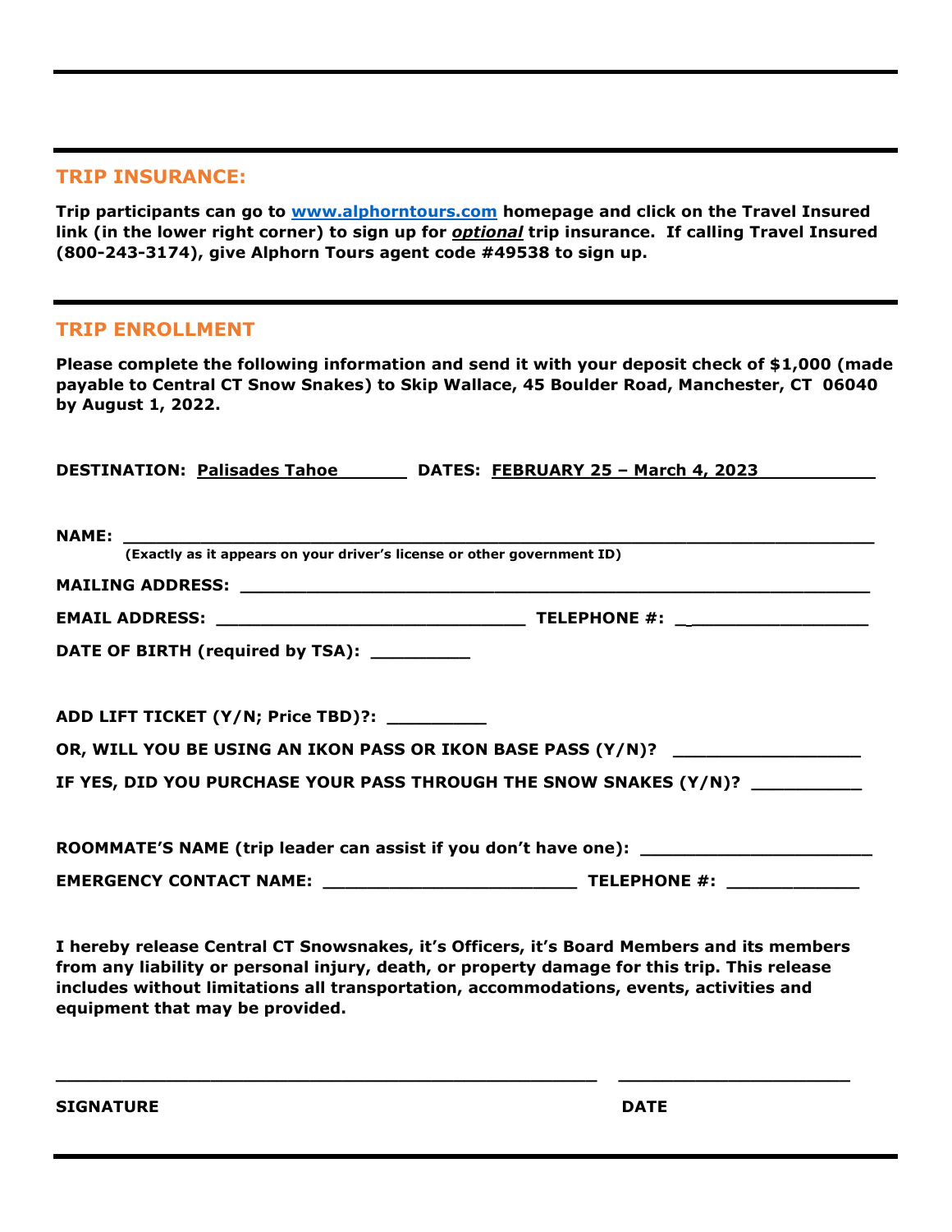## TRIP INSURANCE:

**Trip participants can go to [www.alphorntours.com](http://www.alphorntours.com) homepage and click on the Travel Insured link (in the lower right corner) to sign up for *optional* trip insurance. If calling Travel Insured (800-243-3174), give Alphorn Tours agent code #49538 to sign up.**

## TRIP ENROLLMENT

**Please complete the following information and send it with your deposit check of $1,000 (made payable to Central CT Snow Snakes) to Skip Wallace, 45 Boulder Road, Manchester, CT 06040 by August 1, 2022.**

**DESTINATION:** Palisades Tahoe **DATES:** FEBRUARY 25 – March 4, 2023

**NAME:** ______________________________________________
**(Exactly as it appears on your driver's license or other government ID)**

**MAILING ADDRESS:** ______________________________________________

**EMAIL ADDRESS:** ______________________________ **TELEPHONE #:** __________________

**DATE OF BIRTH (required by TSA):** __________

**ADD LIFT TICKET (Y/N; Price TBD)?:** __________

**OR, WILL YOU BE USING AN IKON PASS OR IKON BASE PASS (Y/N)?** __________________

**IF YES, DID YOU PURCHASE YOUR PASS THROUGH THE SNOW SNAKES (Y/N)?** __________

**ROOMMATE'S NAME (trip leader can assist if you don't have one):** ______________________

**EMERGENCY CONTACT NAME:** ________________________ **TELEPHONE #:** _____________

**I hereby release Central CT Snowsnakes, it's Officers, it's Board Members and its members from any liability or personal injury, death, or property damage for this trip. This release includes without limitations all transportation, accommodations, events, activities and equipment that may be provided.**

_____________________________________________________ ______________________

**SIGNATURE** **DATE**